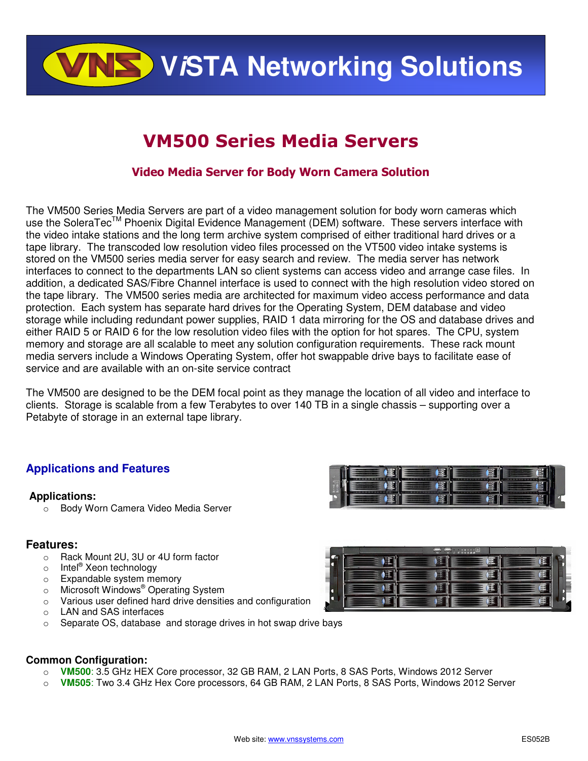# ViSTA Networking Solutions

## VM500 Series Media Servers

### Video Media Server for Body Worn Camera Solution

The VM500 Series Media Servers are part of a video management solution for body worn cameras which use the SoleraTec™ Phoenix Digital Evidence Management (DEM) software. These servers interface with the video intake stations and the long term archive system comprised of either traditional hard drives or a tape library. The transcoded low resolution video files processed on the VT500 video intake systems is stored on the VM500 series media server for easy search and review. The media server has network interfaces to connect to the departments LAN so client systems can access video and arrange case files. In addition, a dedicated SAS/Fibre Channel interface is used to connect with the high resolution video stored on the tape library. The VM500 series media are architected for maximum video access performance and data protection. Each system has separate hard drives for the Operating System, DEM database and video storage while including redundant power supplies, RAID 1 data mirroring for the OS and database drives and either RAID 5 or RAID 6 for the low resolution video files with the option for hot spares. The CPU, system memory and storage are all scalable to meet any solution configuration requirements. These rack mount media servers include a Windows Operating System, offer hot swappable drive bays to facilitate ease of service and are available with an on-site service contract

The VM500 are designed to be the DEM focal point as they manage the location of all video and interface to clients. Storage is scalable from a few Terabytes to over 140 TB in a single chassis – supporting over a Petabyte of storage in an external tape library.

### Applications and Features

**Applications:**

- Body Worn Camera Video Media Server

**Features:**

- Rack Mount 2U, 3U or 4U form factor
- Intel® Xeon technology
- Expandable system memory
- Microsoft Windows® Operating System
- Various user defined hard drive densities and configuration
- LAN and SAS interfaces
- Separate OS, database and storage drives in hot swap drive bays

**Common Configuration:**

- **VM500**: 3.5 GHz HEX Core processor, 32 GB RAM, 2 LAN Ports, 8 SAS Ports, Windows 2012 Server
- **VM505**: Two 3.4 GHz Hex Core processors, 64 GB RAM, 2 LAN Ports, 8 SAS Ports, Windows 2012 Server

Web site: www.vnssystems.com

ES052B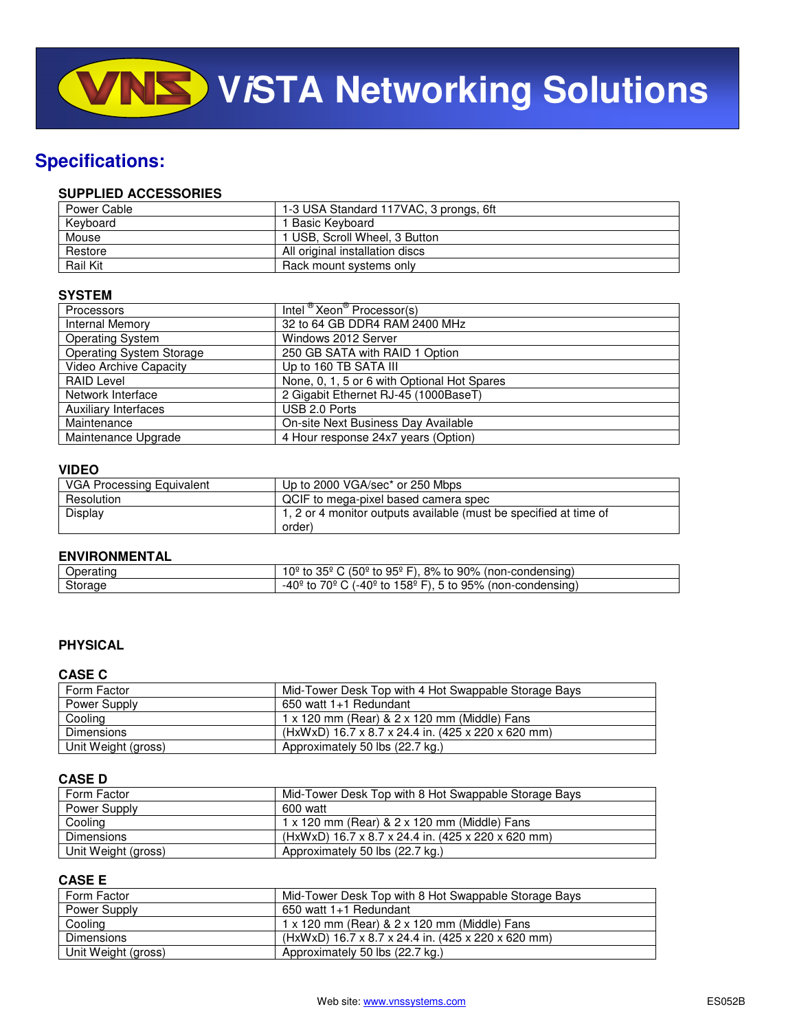# ViSTA Networking Solutions

## Specifications:

### SUPPLIED ACCESSORIES

| | |
|---|---|
| Power Cable | 1-3 USA Standard 117VAC, 3 prongs, 6ft |
| Keyboard | 1 Basic Keyboard |
| Mouse | 1 USB, Scroll Wheel, 3 Button |
| Restore | All original installation discs |
| Rail Kit | Rack mount systems only |

### SYSTEM

| | |
|---|---|
| Processors | Intel® Xeon® Processor(s) |
| Internal Memory | 32 to 64 GB DDR4 RAM 2400 MHz |
| Operating System | Windows 2012 Server |
| Operating System Storage | 250 GB SATA with RAID 1 Option |
| Video Archive Capacity | Up to 160 TB SATA III |
| RAID Level | None, 0, 1, 5 or 6 with Optional Hot Spares |
| Network Interface | 2 Gigabit Ethernet RJ-45 (1000BaseT) |
| Auxiliary Interfaces | USB 2.0 Ports |
| Maintenance | On-site Next Business Day Available |
| Maintenance Upgrade | 4 Hour response 24x7 years (Option) |

### VIDEO

| | |
|---|---|
| VGA Processing Equivalent | Up to 2000 VGA/sec* or 250 Mbps |
| Resolution | QCIF to mega-pixel based camera spec |
| Display | 1, 2 or 4 monitor outputs available (must be specified at time of order) |

### ENVIRONMENTAL

| | |
|---|---|
| Operating | 10º to 35º C (50º to 95º F), 8% to 90% (non-condensing) |
| Storage | -40º to 70º C (-40º to 158º F), 5 to 95% (non-condensing) |

### PHYSICAL

#### CASE C

| | |
|---|---|
| Form Factor | Mid-Tower Desk Top with 4 Hot Swappable Storage Bays |
| Power Supply | 650 watt 1+1 Redundant |
| Cooling | 1 x 120 mm (Rear) & 2 x 120 mm (Middle) Fans |
| Dimensions | (HxWxD) 16.7 x 8.7 x 24.4 in. (425 x 220 x 620 mm) |
| Unit Weight (gross) | Approximately 50 lbs (22.7 kg.) |

#### CASE D

| | |
|---|---|
| Form Factor | Mid-Tower Desk Top with 8 Hot Swappable Storage Bays |
| Power Supply | 600 watt |
| Cooling | 1 x 120 mm (Rear) & 2 x 120 mm (Middle) Fans |
| Dimensions | (HxWxD) 16.7 x 8.7 x 24.4 in. (425 x 220 x 620 mm) |
| Unit Weight (gross) | Approximately 50 lbs (22.7 kg.) |

#### CASE E

| | |
|---|---|
| Form Factor | Mid-Tower Desk Top with 8 Hot Swappable Storage Bays |
| Power Supply | 650 watt 1+1 Redundant |
| Cooling | 1 x 120 mm (Rear) & 2 x 120 mm (Middle) Fans |
| Dimensions | (HxWxD) 16.7 x 8.7 x 24.4 in. (425 x 220 x 620 mm) |
| Unit Weight (gross) | Approximately 50 lbs (22.7 kg.) |

Web site: www.vnssystems.com ES052B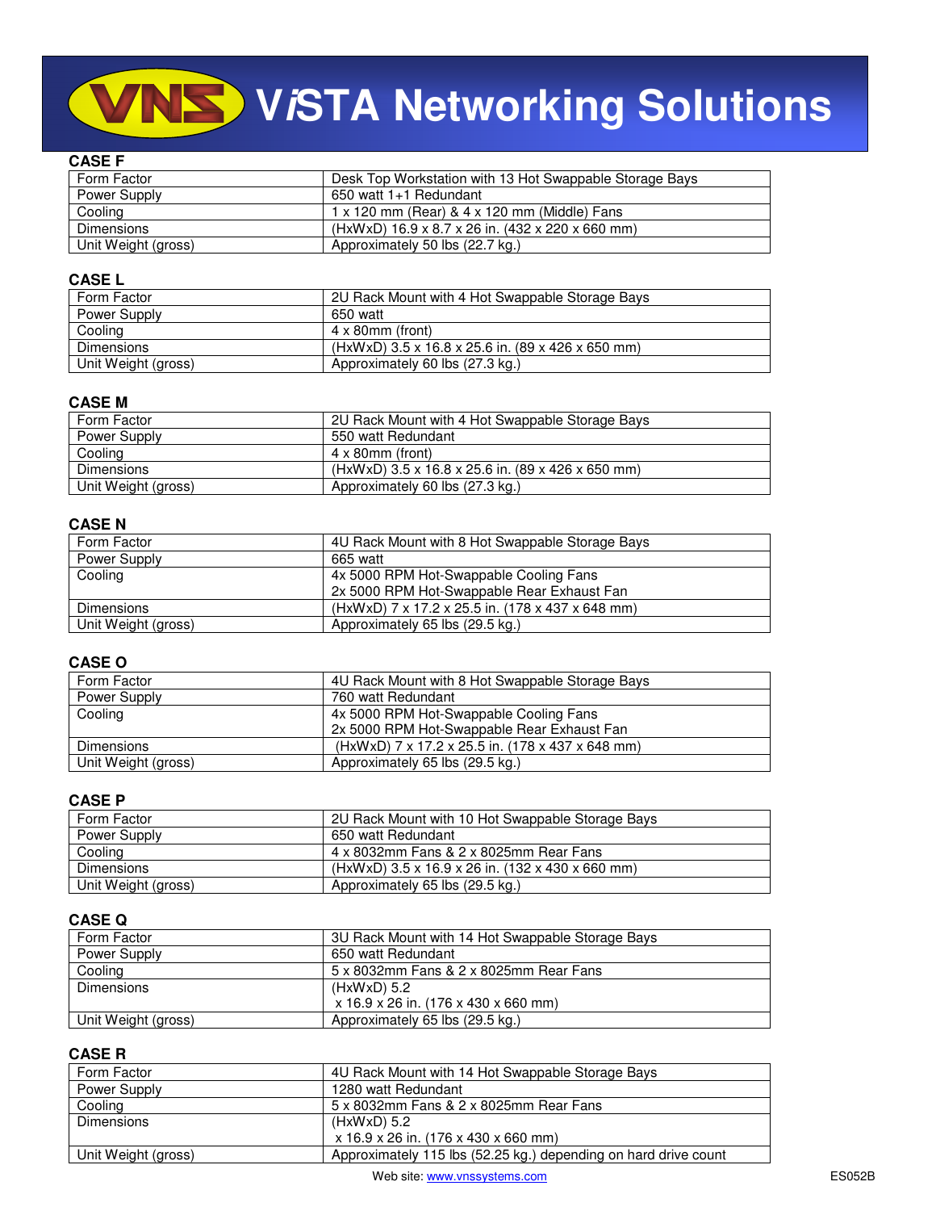# VISTA Networking Solutions

**CASE F**

| Form Factor | Desk Top Workstation with 13 Hot Swappable Storage Bays |
|---|---|
| Power Supply | 650 watt 1+1 Redundant |
| Cooling | 1 x 120 mm (Rear) & 4 x 120 mm (Middle) Fans |
| Dimensions | (HxWxD) 16.9 x 8.7 x 26 in. (432 x 220 x 660 mm) |
| Unit Weight (gross) | Approximately 50 lbs (22.7 kg.) |

**CASE L**

| Form Factor | 2U Rack Mount with 4 Hot Swappable Storage Bays |
|---|---|
| Power Supply | 650 watt |
| Cooling | 4 x 80mm (front) |
| Dimensions | (HxWxD) 3.5 x 16.8 x 25.6 in. (89 x 426 x 650 mm) |
| Unit Weight (gross) | Approximately 60 lbs (27.3 kg.) |

**CASE M**

| Form Factor | 2U Rack Mount with 4 Hot Swappable Storage Bays |
|---|---|
| Power Supply | 550 watt Redundant |
| Cooling | 4 x 80mm (front) |
| Dimensions | (HxWxD) 3.5 x 16.8 x 25.6 in. (89 x 426 x 650 mm) |
| Unit Weight (gross) | Approximately 60 lbs (27.3 kg.) |

**CASE N**

| Form Factor | 4U Rack Mount with 8 Hot Swappable Storage Bays |
|---|---|
| Power Supply | 665 watt |
| Cooling | 4x 5000 RPM Hot-Swappable Cooling Fans<br>2x 5000 RPM Hot-Swappable Rear Exhaust Fan |
| Dimensions | (HxWxD) 7 x 17.2 x 25.5 in. (178 x 437 x 648 mm) |
| Unit Weight (gross) | Approximately 65 lbs (29.5 kg.) |

**CASE O**

| Form Factor | 4U Rack Mount with 8 Hot Swappable Storage Bays |
|---|---|
| Power Supply | 760 watt Redundant |
| Cooling | 4x 5000 RPM Hot-Swappable Cooling Fans<br>2x 5000 RPM Hot-Swappable Rear Exhaust Fan |
| Dimensions | (HxWxD) 7 x 17.2 x 25.5 in. (178 x 437 x 648 mm) |
| Unit Weight (gross) | Approximately 65 lbs (29.5 kg.) |

**CASE P**

| Form Factor | 2U Rack Mount with 10 Hot Swappable Storage Bays |
|---|---|
| Power Supply | 650 watt Redundant |
| Cooling | 4 x 8032mm Fans & 2 x 8025mm Rear Fans |
| Dimensions | (HxWxD) 3.5 x 16.9 x 26 in. (132 x 430 x 660 mm) |
| Unit Weight (gross) | Approximately 65 lbs (29.5 kg.) |

**CASE Q**

| Form Factor | 3U Rack Mount with 14 Hot Swappable Storage Bays |
|---|---|
| Power Supply | 650 watt Redundant |
| Cooling | 5 x 8032mm Fans & 2 x 8025mm Rear Fans |
| Dimensions | (HxWxD) 5.2<br>x 16.9 x 26 in. (176 x 430 x 660 mm) |
| Unit Weight (gross) | Approximately 65 lbs (29.5 kg.) |

**CASE R**

| Form Factor | 4U Rack Mount with 14 Hot Swappable Storage Bays |
|---|---|
| Power Supply | 1280 watt Redundant |
| Cooling | 5 x 8032mm Fans & 2 x 8025mm Rear Fans |
| Dimensions | (HxWxD) 5.2<br>x 16.9 x 26 in. (176 x 430 x 660 mm) |
| Unit Weight (gross) | Approximately 115 lbs (52.25 kg.) depending on hard drive count |

Web site: [www.vnssystems.com](http://www.vnssystems.com)

ES052B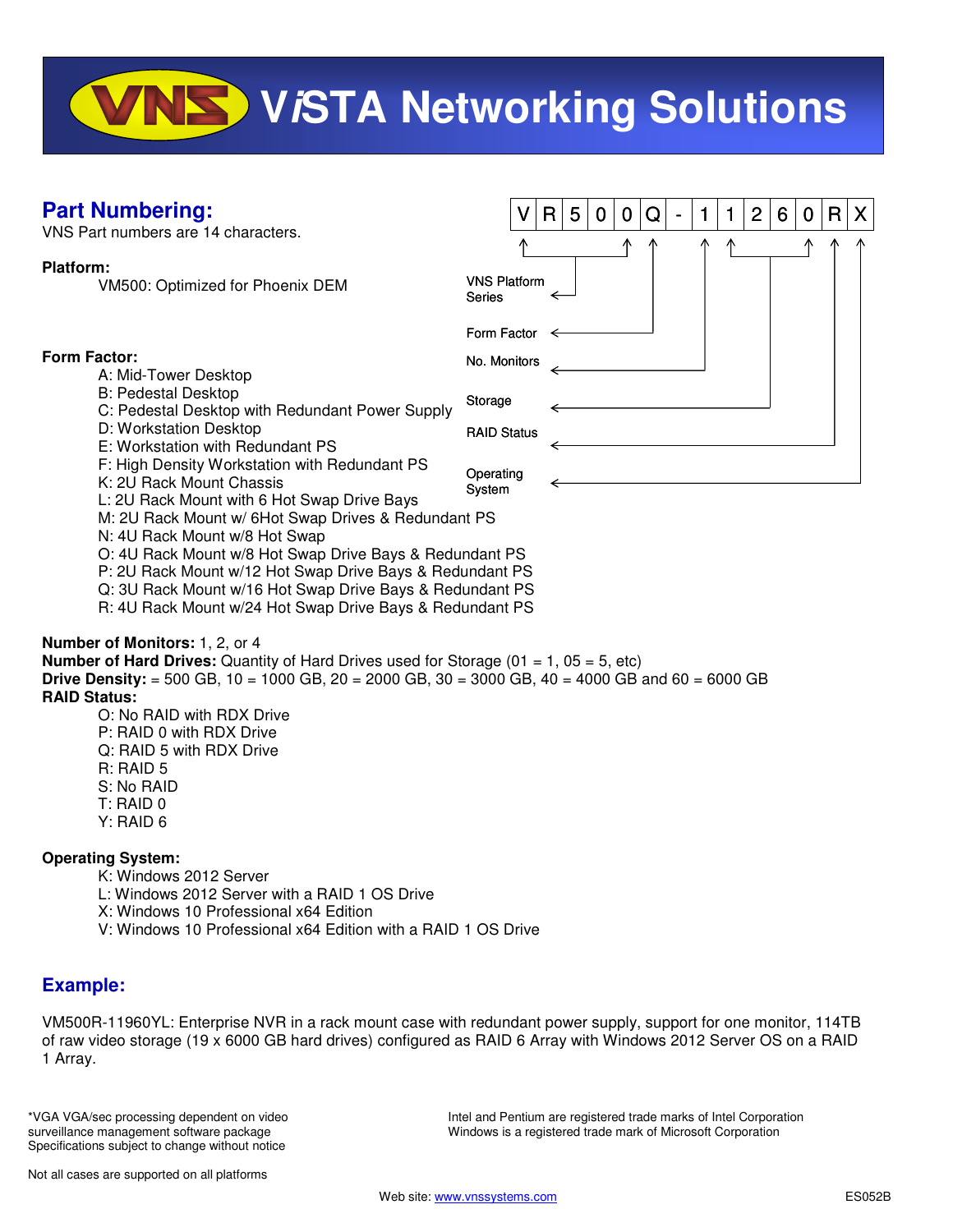# ViSTA Networking Solutions

## Part Numbering:

VNS Part numbers are 14 characters.

| V | R | 5 | 0 | 0 | Q | - | 1 | 1 | 2 | 6 | 0 | R | X |
|---|---|---|---|---|---|---|---|---|---|---|---|---|---|

VNS Platform Series

Form Factor

No. Monitors

Storage

RAID Status

Operating System

**Platform:**

VM500: Optimized for Phoenix DEM

**Form Factor:**

- A: Mid-Tower Desktop
- B: Pedestal Desktop
- C: Pedestal Desktop with Redundant Power Supply
- D: Workstation Desktop
- E: Workstation with Redundant PS
- F: High Density Workstation with Redundant PS
- K: 2U Rack Mount Chassis
- L: 2U Rack Mount with 6 Hot Swap Drive Bays
- M: 2U Rack Mount w/ 6Hot Swap Drives & Redundant PS
- N: 4U Rack Mount w/8 Hot Swap
- O: 4U Rack Mount w/8 Hot Swap Drive Bays & Redundant PS
- P: 2U Rack Mount w/12 Hot Swap Drive Bays & Redundant PS
- Q: 3U Rack Mount w/16 Hot Swap Drive Bays & Redundant PS
- R: 4U Rack Mount w/24 Hot Swap Drive Bays & Redundant PS

**Number of Monitors:** 1, 2, or 4
**Number of Hard Drives:** Quantity of Hard Drives used for Storage (01 = 1, 05 = 5, etc)
**Drive Density:** = 500 GB, 10 = 1000 GB, 20 = 2000 GB, 30 = 3000 GB, 40 = 4000 GB and 60 = 6000 GB
**RAID Status:**

- O: No RAID with RDX Drive
- P: RAID 0 with RDX Drive
- Q: RAID 5 with RDX Drive
- R: RAID 5
- S: No RAID
- T: RAID 0
- Y: RAID 6

**Operating System:**

- K: Windows 2012 Server
- L: Windows 2012 Server with a RAID 1 OS Drive
- X: Windows 10 Professional x64 Edition
- V: Windows 10 Professional x64 Edition with a RAID 1 OS Drive

## Example:

VM500R-11960YL: Enterprise NVR in a rack mount case with redundant power supply, support for one monitor, 114TB of raw video storage (19 x 6000 GB hard drives) configured as RAID 6 Array with Windows 2012 Server OS on a RAID 1 Array.

*VGA VGA/sec processing dependent on video surveillance management software package
Specifications subject to change without notice

Not all cases are supported on all platforms

Intel and Pentium are registered trade marks of Intel Corporation
Windows is a registered trade mark of Microsoft Corporation

Web site: www.vnssystems.com

ES052B